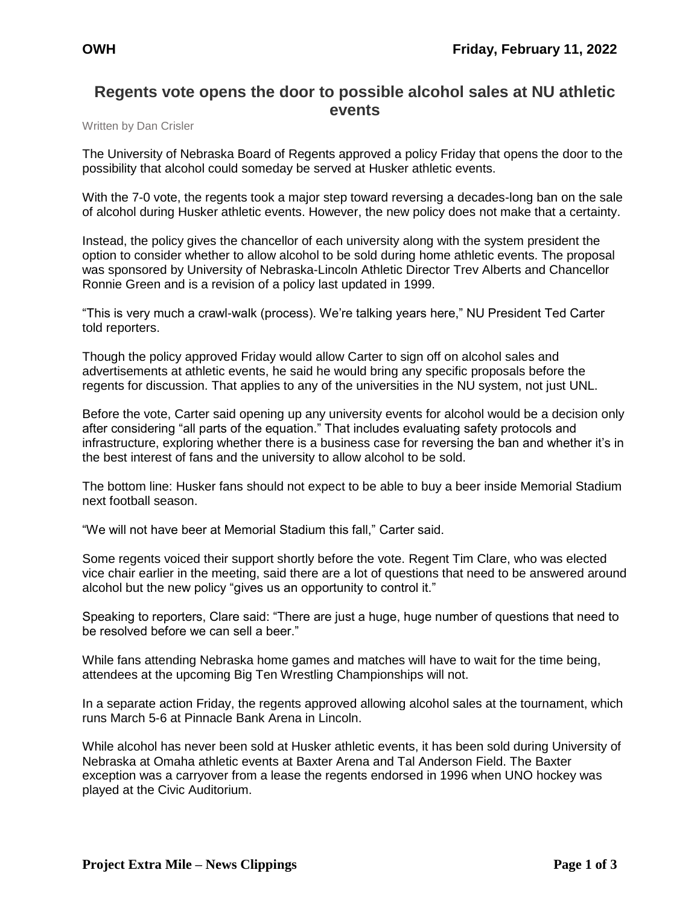# Regents vote opens the door to possible alcohol sales at NU athletic events

Written by Dan Crisler

The University of Nebraska Board of Regents approved a policy Friday that opens the door to the possibility that alcohol could someday be served at Husker athletic events.

With the 7-0 vote, the regents took a major step toward reversing a decades-long ban on the sale of alcohol during Husker athletic events. However, the new policy does not make that a certainty.

Instead, the policy gives the chancellor of each university along with the system president the option to consider whether to allow alcohol to be sold during home athletic events. The proposal was sponsored by University of Nebraska-Lincoln Athletic Director Trev Alberts and Chancellor Ronnie Green and is a revision of a policy last updated in 1999.

"This is very much a crawl-walk (process). We're talking years here," NU President Ted Carter told reporters.

Though the policy approved Friday would allow Carter to sign off on alcohol sales and advertisements at athletic events, he said he would bring any specific proposals before the regents for discussion. That applies to any of the universities in the NU system, not just UNL.

Before the vote, Carter said opening up any university events for alcohol would be a decision only after considering "all parts of the equation." That includes evaluating safety protocols and infrastructure, exploring whether there is a business case for reversing the ban and whether it's in the best interest of fans and the university to allow alcohol to be sold.

The bottom line: Husker fans should not expect to be able to buy a beer inside Memorial Stadium next football season.

"We will not have beer at Memorial Stadium this fall," Carter said.

Some regents voiced their support shortly before the vote. Regent Tim Clare, who was elected vice chair earlier in the meeting, said there are a lot of questions that need to be answered around alcohol but the new policy "gives us an opportunity to control it."

Speaking to reporters, Clare said: "There are just a huge, huge number of questions that need to be resolved before we can sell a beer."

While fans attending Nebraska home games and matches will have to wait for the time being, attendees at the upcoming Big Ten Wrestling Championships will not.

In a separate action Friday, the regents approved allowing alcohol sales at the tournament, which runs March 5-6 at Pinnacle Bank Arena in Lincoln.

While alcohol has never been sold at Husker athletic events, it has been sold during University of Nebraska at Omaha athletic events at Baxter Arena and Tal Anderson Field. The Baxter exception was a carryover from a lease the regents endorsed in 1996 when UNO hockey was played at the Civic Auditorium.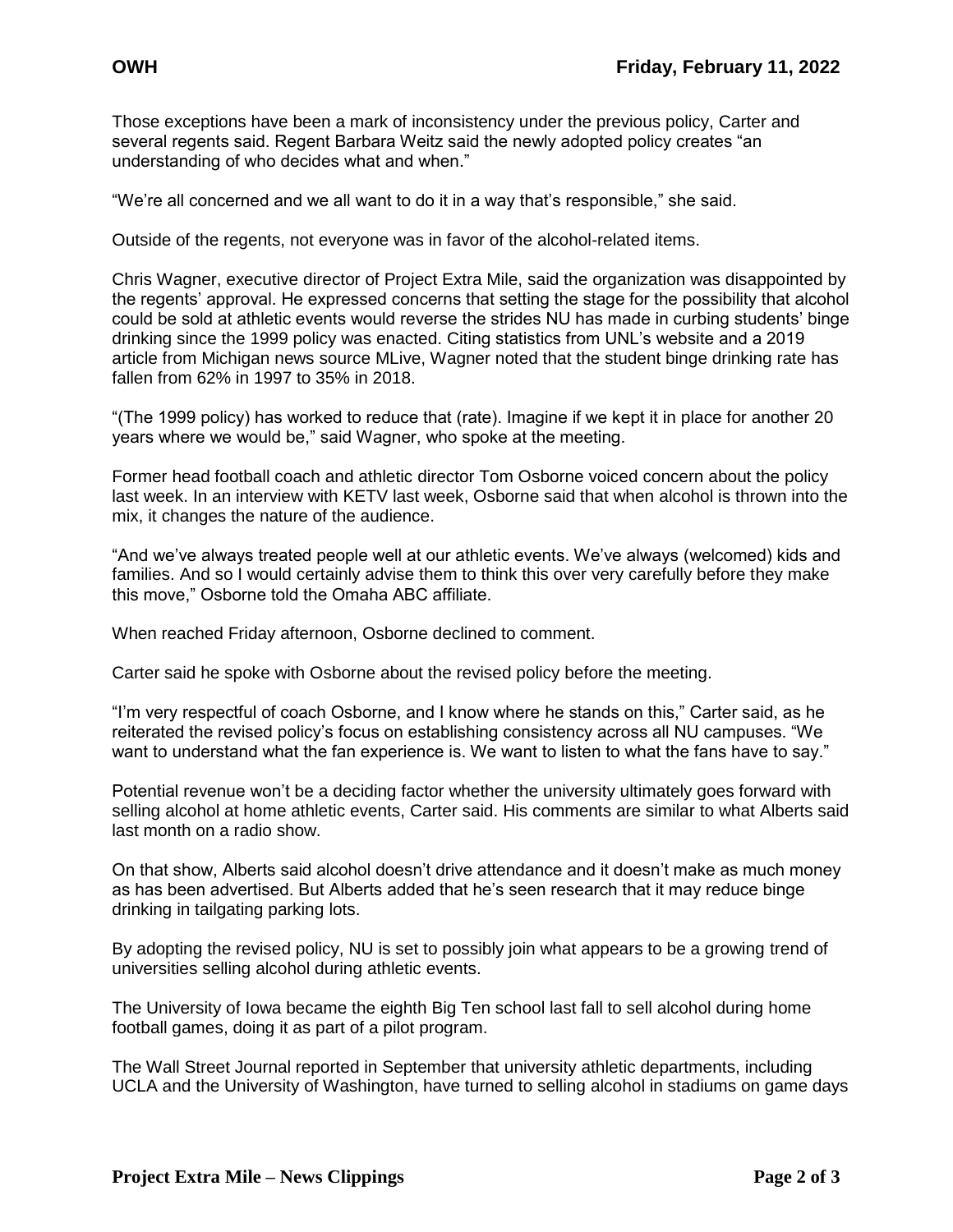Those exceptions have been a mark of inconsistency under the previous policy, Carter and several regents said. Regent Barbara Weitz said the newly adopted policy creates "an understanding of who decides what and when."

"We're all concerned and we all want to do it in a way that's responsible," she said.

Outside of the regents, not everyone was in favor of the alcohol-related items.

Chris Wagner, executive director of Project Extra Mile, said the organization was disappointed by the regents' approval. He expressed concerns that setting the stage for the possibility that alcohol could be sold at athletic events would reverse the strides NU has made in curbing students' binge drinking since the 1999 policy was enacted. Citing statistics from UNL's website and a 2019 article from Michigan news source MLive, Wagner noted that the student binge drinking rate has fallen from 62% in 1997 to 35% in 2018.

"(The 1999 policy) has worked to reduce that (rate). Imagine if we kept it in place for another 20 years where we would be," said Wagner, who spoke at the meeting.

Former head football coach and athletic director Tom Osborne voiced concern about the policy last week. In an interview with KETV last week, Osborne said that when alcohol is thrown into the mix, it changes the nature of the audience.

"And we've always treated people well at our athletic events. We've always (welcomed) kids and families. And so I would certainly advise them to think this over very carefully before they make this move," Osborne told the Omaha ABC affiliate.

When reached Friday afternoon, Osborne declined to comment.

Carter said he spoke with Osborne about the revised policy before the meeting.

"I'm very respectful of coach Osborne, and I know where he stands on this," Carter said, as he reiterated the revised policy's focus on establishing consistency across all NU campuses. "We want to understand what the fan experience is. We want to listen to what the fans have to say."

Potential revenue won't be a deciding factor whether the university ultimately goes forward with selling alcohol at home athletic events, Carter said. His comments are similar to what Alberts said last month on a radio show.

On that show, Alberts said alcohol doesn't drive attendance and it doesn't make as much money as has been advertised. But Alberts added that he's seen research that it may reduce binge drinking in tailgating parking lots.

By adopting the revised policy, NU is set to possibly join what appears to be a growing trend of universities selling alcohol during athletic events.

The University of Iowa became the eighth Big Ten school last fall to sell alcohol during home football games, doing it as part of a pilot program.

The Wall Street Journal reported in September that university athletic departments, including UCLA and the University of Washington, have turned to selling alcohol in stadiums on game days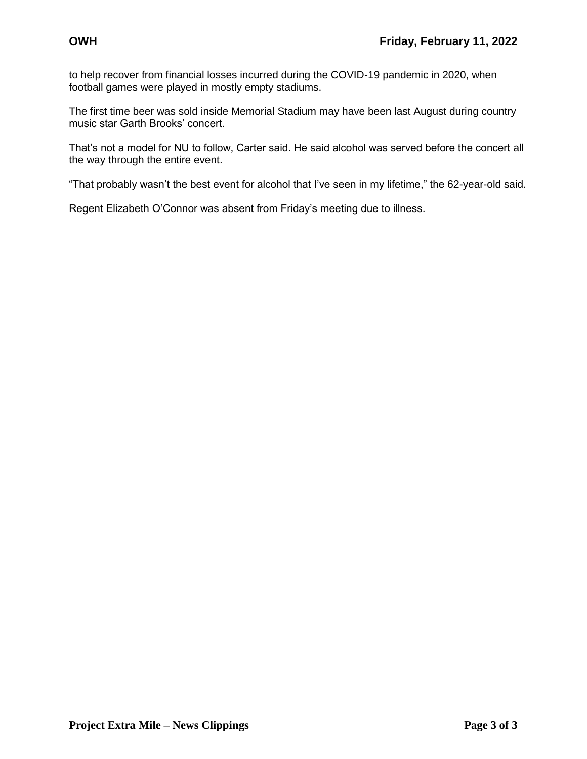to help recover from financial losses incurred during the COVID-19 pandemic in 2020, when football games were played in mostly empty stadiums.

The first time beer was sold inside Memorial Stadium may have been last August during country music star Garth Brooks' concert.

That's not a model for NU to follow, Carter said. He said alcohol was served before the concert all the way through the entire event.

"That probably wasn't the best event for alcohol that I've seen in my lifetime," the 62-year-old said.

Regent Elizabeth O'Connor was absent from Friday's meeting due to illness.